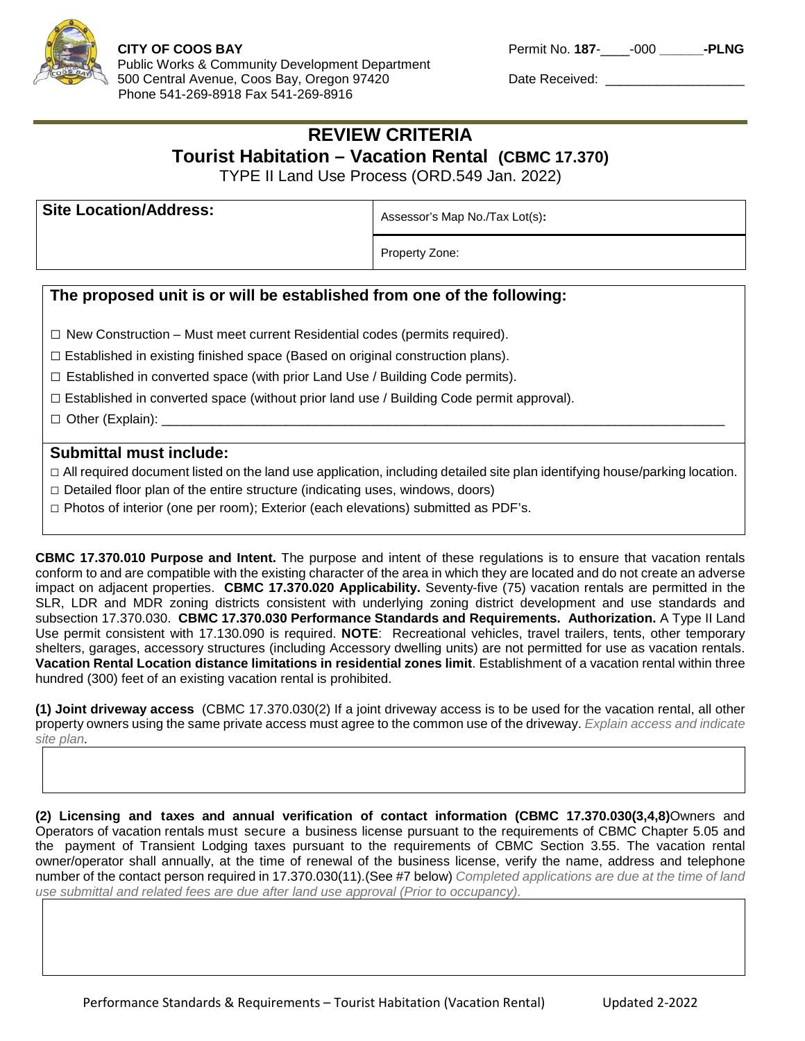**CITY OF COOS BAY**
Public Works & Community Development Department
500 Central Avenue, Coos Bay, Oregon 97420
Phone 541-269-8918 Fax 541-269-8916

Permit No. **187**-____-000 ______**-PLNG**

Date Received: ___________________

# REVIEW CRITERIA

## Tourist Habitation – Vacation Rental (CBMC 17.370)

TYPE II Land Use Process (ORD.549 Jan. 2022)

| **Site Location/Address:** | Assessor's Map No./Tax Lot(s): |
|---|---|
| | Property Zone: |

### The proposed unit is or will be established from one of the following:

☐ New Construction – Must meet current Residential codes (permits required).

☐ Established in existing finished space (Based on original construction plans).

☐ Established in converted space (with prior Land Use / Building Code permits).

☐ Established in converted space (without prior land use / Building Code permit approval).

☐ Other (Explain): ______________________________________________________________

### Submittal must include:

☐ All required document listed on the land use application, including detailed site plan identifying house/parking location.

☐ Detailed floor plan of the entire structure (indicating uses, windows, doors)

☐ Photos of interior (one per room); Exterior (each elevations) submitted as PDF's.

**CBMC 17.370.010 Purpose and Intent.** The purpose and intent of these regulations is to ensure that vacation rentals conform to and are compatible with the existing character of the area in which they are located and do not create an adverse impact on adjacent properties. **CBMC 17.370.020 Applicability.** Seventy-five (75) vacation rentals are permitted in the SLR, LDR and MDR zoning districts consistent with underlying zoning district development and use standards and subsection 17.370.030. **CBMC 17.370.030 Performance Standards and Requirements. Authorization.** A Type II Land Use permit consistent with 17.130.090 is required. **NOTE**: Recreational vehicles, travel trailers, tents, other temporary shelters, garages, accessory structures (including Accessory dwelling units) are not permitted for use as vacation rentals. **Vacation Rental Location distance limitations in residential zones limit**. Establishment of a vacation rental within three hundred (300) feet of an existing vacation rental is prohibited.

**(1) Joint driveway access** (CBMC 17.370.030(2) If a joint driveway access is to be used for the vacation rental, all other property owners using the same private access must agree to the common use of the driveway. *Explain access and indicate site plan.*

| |
|---|
| |

**(2) Licensing and taxes and annual verification of contact information (CBMC 17.370.030(3,4,8)**Owners and Operators of vacation rentals must secure a business license pursuant to the requirements of CBMC Chapter 5.05 and the payment of Transient Lodging taxes pursuant to the requirements of CBMC Section 3.55. The vacation rental owner/operator shall annually, at the time of renewal of the business license, verify the name, address and telephone number of the contact person required in 17.370.030(11).(See #7 below) *Completed applications are due at the time of land use submittal and related fees are due after land use approval (Prior to occupancy).*

| |
|---|
| |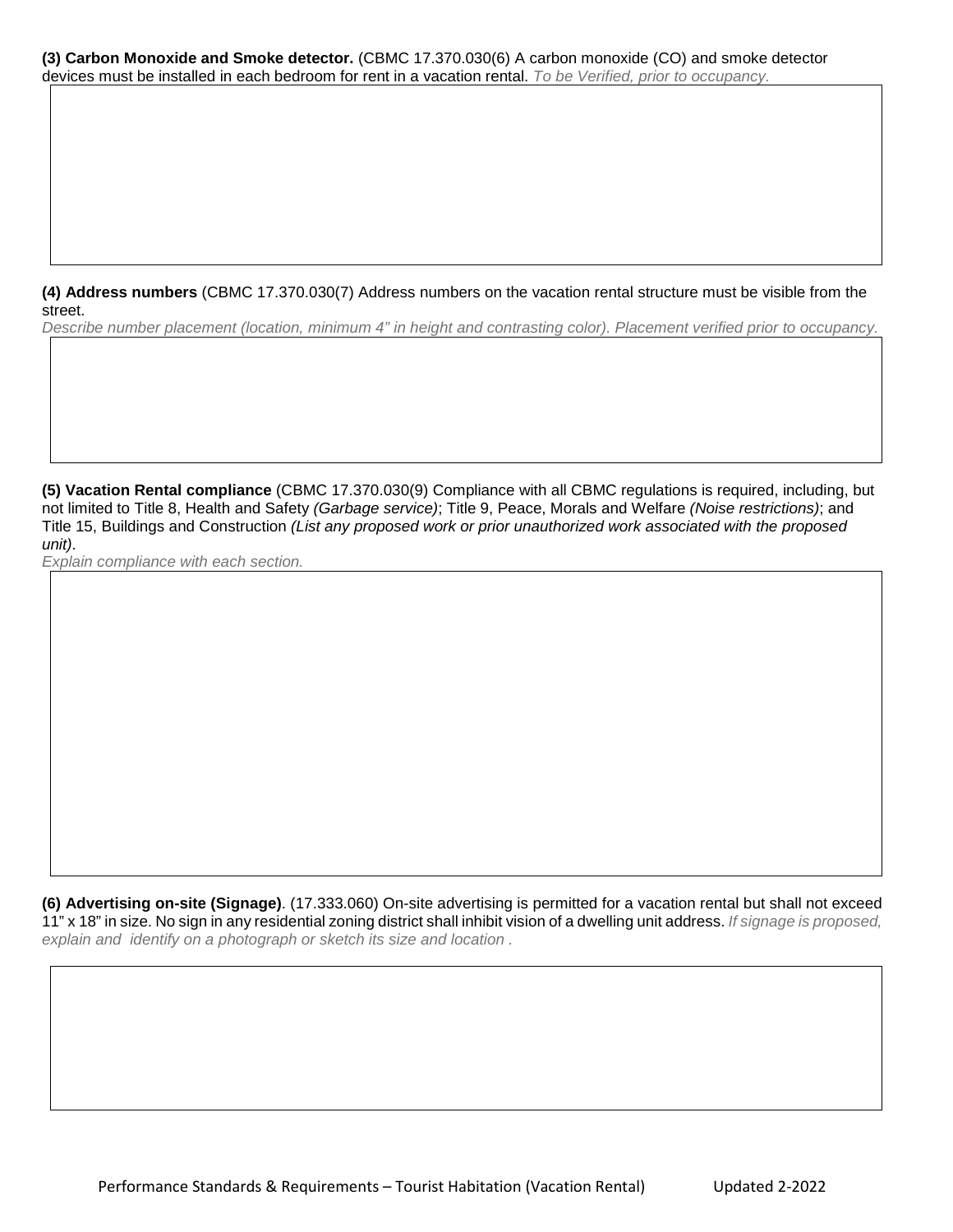**(3) Carbon Monoxide and Smoke detector.** (CBMC 17.370.030(6) A carbon monoxide (CO) and smoke detector devices must be installed in each bedroom for rent in a vacation rental. *To be Verified, prior to occupancy.*

**(4) Address numbers** (CBMC 17.370.030(7) Address numbers on the vacation rental structure must be visible from the street.

*Describe number placement (location, minimum 4" in height and contrasting color). Placement verified prior to occupancy.*

**(5) Vacation Rental compliance** (CBMC 17.370.030(9) Compliance with all CBMC regulations is required, including, but not limited to Title 8, Health and Safety *(Garbage service)*; Title 9, Peace, Morals and Welfare *(Noise restrictions)*; and Title 15, Buildings and Construction *(List any proposed work or prior unauthorized work associated with the proposed unit)*.

*Explain compliance with each section.*

**(6) Advertising on-site (Signage)**. (17.333.060) On-site advertising is permitted for a vacation rental but shall not exceed 11" x 18" in size. No sign in any residential zoning district shall inhibit vision of a dwelling unit address. *If signage is proposed, explain and identify on a photograph or sketch its size and location .*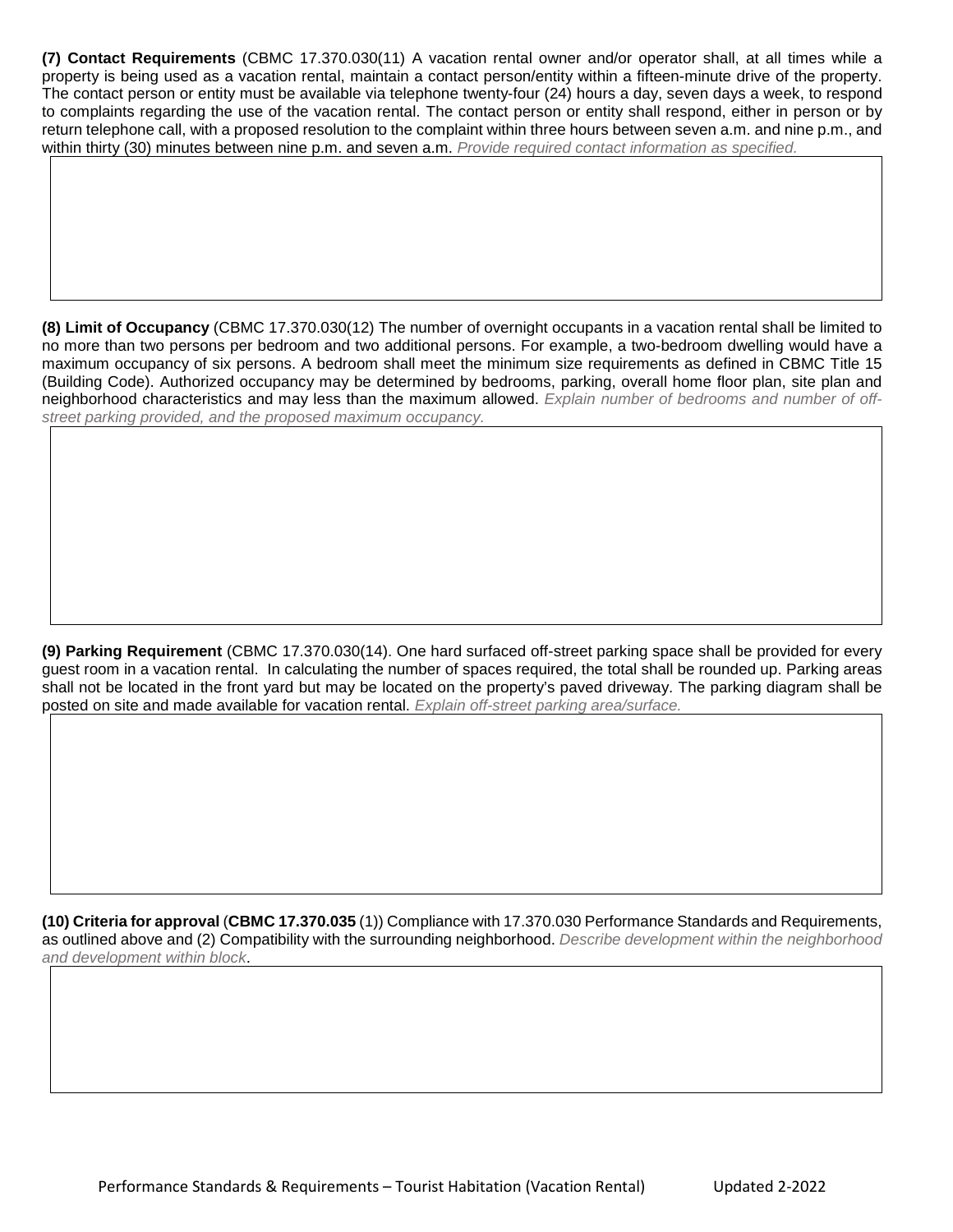**(7) Contact Requirements** (CBMC 17.370.030(11) A vacation rental owner and/or operator shall, at all times while a property is being used as a vacation rental, maintain a contact person/entity within a fifteen-minute drive of the property. The contact person or entity must be available via telephone twenty-four (24) hours a day, seven days a week, to respond to complaints regarding the use of the vacation rental. The contact person or entity shall respond, either in person or by return telephone call, with a proposed resolution to the complaint within three hours between seven a.m. and nine p.m., and within thirty (30) minutes between nine p.m. and seven a.m. *Provide required contact information as specified.*

**(8) Limit of Occupancy** (CBMC 17.370.030(12) The number of overnight occupants in a vacation rental shall be limited to no more than two persons per bedroom and two additional persons. For example, a two-bedroom dwelling would have a maximum occupancy of six persons. A bedroom shall meet the minimum size requirements as defined in CBMC Title 15 (Building Code). Authorized occupancy may be determined by bedrooms, parking, overall home floor plan, site plan and neighborhood characteristics and may less than the maximum allowed. *Explain number of bedrooms and number of off-street parking provided, and the proposed maximum occupancy.*

**(9) Parking Requirement** (CBMC 17.370.030(14). One hard surfaced off-street parking space shall be provided for every guest room in a vacation rental. In calculating the number of spaces required, the total shall be rounded up. Parking areas shall not be located in the front yard but may be located on the property's paved driveway. The parking diagram shall be posted on site and made available for vacation rental. *Explain off-street parking area/surface.*

**(10) Criteria for approval** (**CBMC 17.370.035** (1)) Compliance with 17.370.030 Performance Standards and Requirements, as outlined above and (2) Compatibility with the surrounding neighborhood. *Describe development within the neighborhood and development within block*.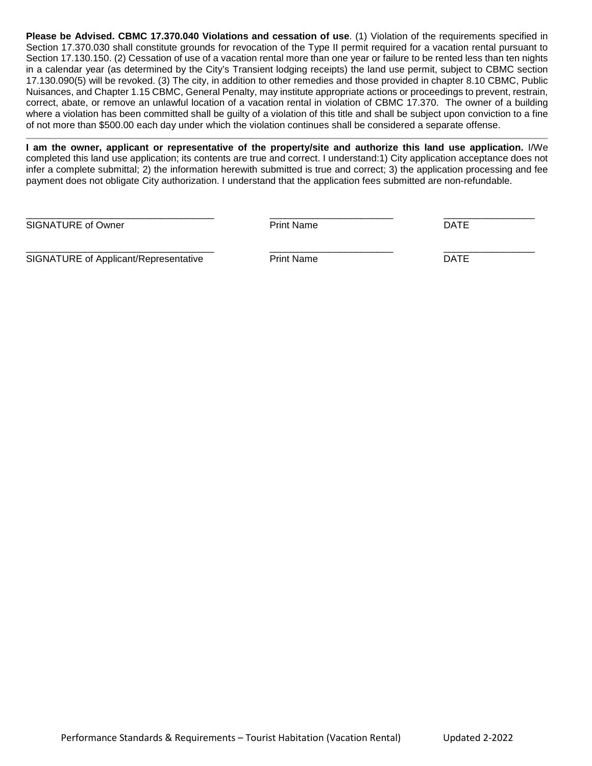**Please be Advised. CBMC 17.370.040 Violations and cessation of use**. (1) Violation of the requirements specified in Section 17.370.030 shall constitute grounds for revocation of the Type II permit required for a vacation rental pursuant to Section 17.130.150. (2) Cessation of use of a vacation rental more than one year or failure to be rented less than ten nights in a calendar year (as determined by the City's Transient lodging receipts) the land use permit, subject to CBMC section 17.130.090(5) will be revoked. (3) The city, in addition to other remedies and those provided in chapter 8.10 CBMC, Public Nuisances, and Chapter 1.15 CBMC, General Penalty, may institute appropriate actions or proceedings to prevent, restrain, correct, abate, or remove an unlawful location of a vacation rental in violation of CBMC 17.370. The owner of a building where a violation has been committed shall be guilty of a violation of this title and shall be subject upon conviction to a fine of not more than $500.00 each day under which the violation continues shall be considered a separate offense.

---

**I am the owner, applicant or representative of the property/site and authorize this land use application.** I/We completed this land use application; its contents are true and correct. I understand:1) City application acceptance does not infer a complete submittal; 2) the information herewith submitted is true and correct; 3) the application processing and fee payment does not obligate City authorization. I understand that the application fees submitted are non-refundable.

| | | |
|---|---|---|
| ___________________________________ | _______________________ | _________________ |
| SIGNATURE of Owner | Print Name | DATE |
| ___________________________________ | _______________________ | _________________ |
| SIGNATURE of Applicant/Representative | Print Name | DATE |